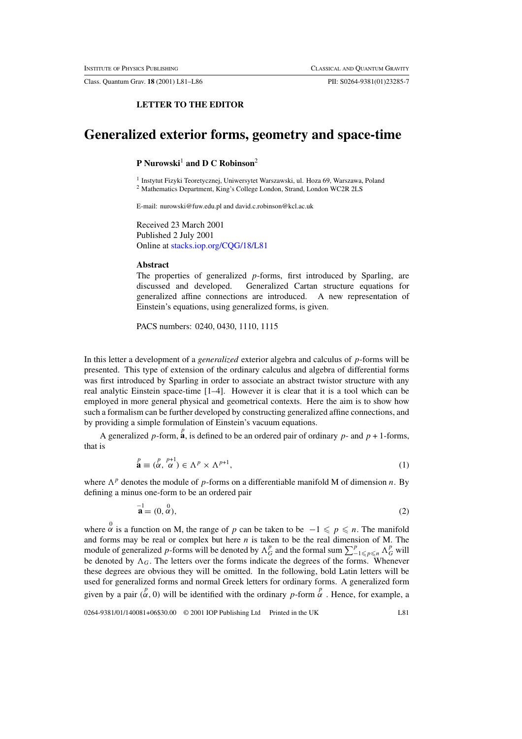**LETTER TO THE EDITOR**

# Generalized exterior forms, geometry and space-time

**P Nurowski**[1] **and D C Robinson**[2]

[1] Instytut Fizyki Teoretycznej, Uniwersytet Warszawski, ul. Hoza 69, Warszawa, Poland
[2] Mathematics Department, King's College London, Strand, London WC2R 2LS

E-mail: nurowski@fuw.edu.pl and david.c.robinson@kcl.ac.uk

Received 23 March 2001
Published 2 July 2001
Online at stacks.iop.org/CQG/18/L81

### Abstract

The properties of generalized $p$-forms, first introduced by Sparling, are discussed and developed. Generalized Cartan structure equations for generalized affine connections are introduced. A new representation of Einstein's equations, using generalized forms, is given.

PACS numbers: 0240, 0430, 1110, 1115

In this letter a development of a *generalized* exterior algebra and calculus of $p$-forms will be presented. This type of extension of the ordinary calculus and algebra of differential forms was first introduced by Sparling in order to associate an abstract twistor structure with any real analytic Einstein space-time [1–4]. However it is clear that it is a tool which can be employed in more general physical and geometrical contexts. Here the aim is to show how such a formalism can be further developed by constructing generalized affine connections, and by providing a simple formulation of Einstein's vacuum equations.

A generalized $p$-form, $\overset{p}{\mathbf{a}}$, is defined to be an ordered pair of ordinary $p$- and $p+1$-forms, that is

$$\overset{p}{\mathbf{a}} \equiv (\overset{p}{\alpha}, \overset{p+1}{\alpha}) \in \Lambda^p \times \Lambda^{p+1}, \tag{1}$$

where $\Lambda^p$ denotes the module of $p$-forms on a differentiable manifold M of dimension $n$. By defining a minus one-form to be an ordered pair

$$\overset{-1}{\mathbf{a}} = (0, \overset{0}{\alpha}), \tag{2}$$

where $\overset{0}{\alpha}$ is a function on M, the range of $p$ can be taken to be $-1 \leqslant p \leqslant n$. The manifold and forms may be real or complex but here $n$ is taken to be the real dimension of M. The module of generalized $p$-forms will be denoted by $\Lambda_G^p$ and the formal sum $\sum_{-1\leqslant p\leqslant n}^{p} \Lambda_G^p$ will be denoted by $\Lambda_G$. The letters over the forms indicate the degrees of the forms. Whenever these degrees are obvious they will be omitted. In the following, bold Latin letters will be used for generalized forms and normal Greek letters for ordinary forms. A generalized form given by a pair $(\overset{p}{\alpha}, 0)$ will be identified with the ordinary $p$-form $\overset{p}{\alpha}$. Hence, for example, a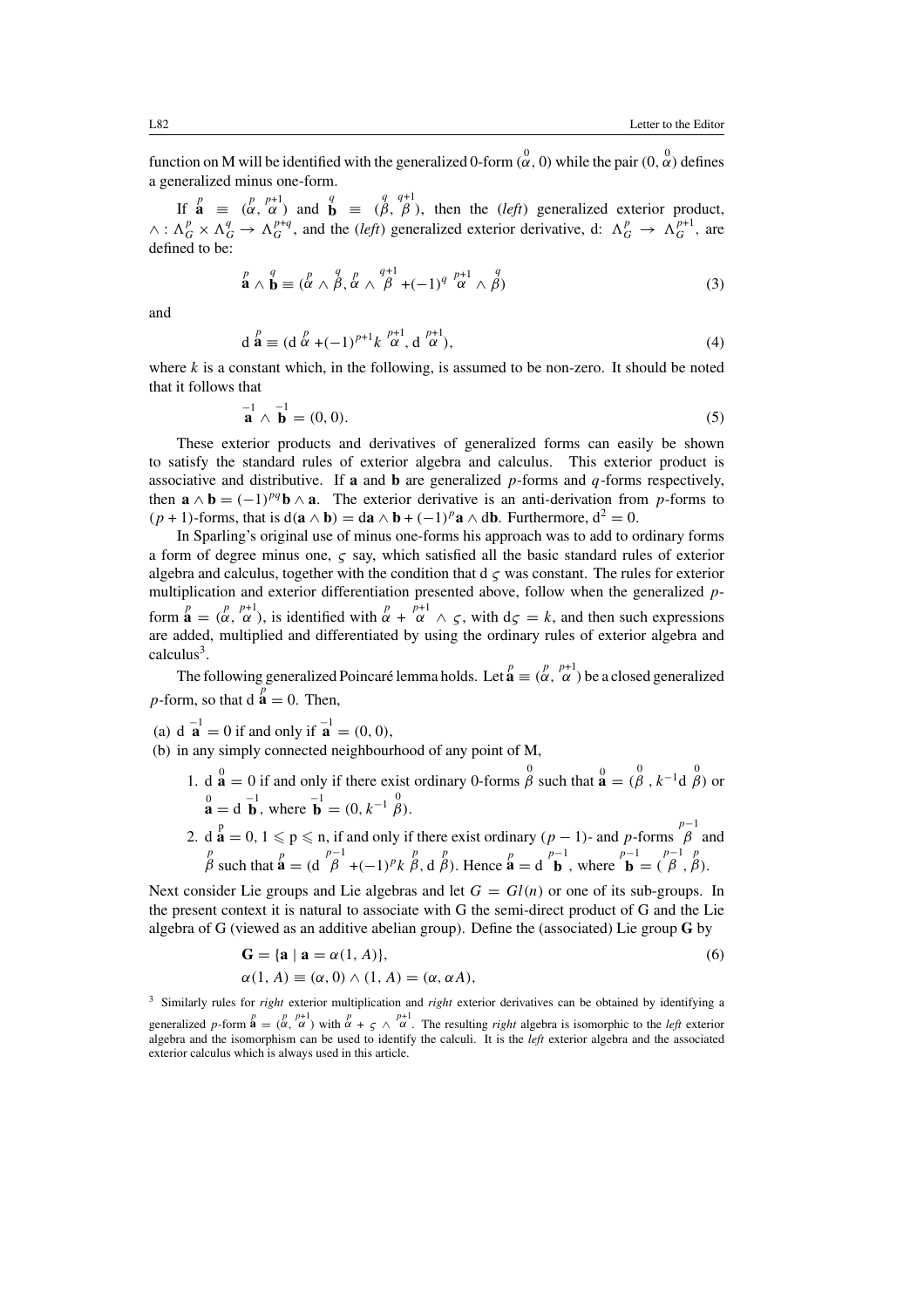function on M will be identified with the generalized 0-form $(\overset{0}{\alpha}, 0)$ while the pair $(0, \overset{0}{\alpha})$ defines a generalized minus one-form.

If $\overset{p}{\mathbf{a}} \equiv (\overset{p}{\alpha}, \overset{p+1}{\alpha})$ and $\overset{q}{\mathbf{b}} \equiv (\overset{q}{\beta}, \overset{q+1}{\beta})$, then the (*left*) generalized exterior product, $\wedge : \Lambda^p_G \times \Lambda^q_G \to \Lambda^{p+q}_G$, and the (*left*) generalized exterior derivative, d: $\Lambda^p_G \to \Lambda^{p+1}_G$, are defined to be:

$$\overset{p}{\mathbf{a}} \wedge \overset{q}{\mathbf{b}} \equiv (\overset{p}{\alpha} \wedge \overset{q}{\beta}, \overset{p}{\alpha} \wedge \overset{q+1}{\beta} + (-1)^q \overset{p+1}{\alpha} \wedge \overset{q}{\beta}) \tag{3}$$

and

$$\mathrm{d}\, \overset{p}{\mathbf{a}} \equiv (\mathrm{d}\, \overset{p}{\alpha} + (-1)^{p+1} k \overset{p+1}{\alpha}, \mathrm{d}\, \overset{p+1}{\alpha}), \tag{4}$$

where $k$ is a constant which, in the following, is assumed to be non-zero. It should be noted that it follows that

$$\overset{-1}{\mathbf{a}} \wedge \overset{-1}{\mathbf{b}} = (0, 0). \tag{5}$$

These exterior products and derivatives of generalized forms can easily be shown to satisfy the standard rules of exterior algebra and calculus. This exterior product is associative and distributive. If $\mathbf{a}$ and $\mathbf{b}$ are generalized $p$-forms and $q$-forms respectively, then $\mathbf{a} \wedge \mathbf{b} = (-1)^{pq} \mathbf{b} \wedge \mathbf{a}$. The exterior derivative is an anti-derivation from $p$-forms to $(p+1)$-forms, that is $\mathrm{d}(\mathbf{a} \wedge \mathbf{b}) = \mathrm{d}\mathbf{a} \wedge \mathbf{b} + (-1)^p \mathbf{a} \wedge \mathrm{d}\mathbf{b}$. Furthermore, $\mathrm{d}^2 = 0$.

In Sparling's original use of minus one-forms his approach was to add to ordinary forms a form of degree minus one, $\varsigma$ say, which satisfied all the basic standard rules of exterior algebra and calculus, together with the condition that d $\varsigma$ was constant. The rules for exterior multiplication and exterior differentiation presented above, follow when the generalized $p$-form $\overset{p}{\mathbf{a}} = (\overset{p}{\alpha}, \overset{p+1}{\alpha})$, is identified with $\overset{p}{\alpha} + \overset{p+1}{\alpha} \wedge \varsigma$, with $\mathrm{d}\varsigma = k$, and then such expressions are added, multiplied and differentiated by using the ordinary rules of exterior algebra and calculus[3].

The following generalized Poincaré lemma holds. Let $\overset{p}{\mathbf{a}} \equiv (\overset{p}{\alpha}, \overset{p+1}{\alpha})$ be a closed generalized $p$-form, so that $\mathrm{d}\, \overset{p}{\mathbf{a}} = 0$. Then,

(a) $\mathrm{d}\, \overset{-1}{\mathbf{a}} = 0$ if and only if $\overset{-1}{\mathbf{a}} = (0, 0)$,

(b) in any simply connected neighbourhood of any point of M,

1. $\mathrm{d}\, \overset{0}{\mathbf{a}} = 0$ if and only if there exist ordinary 0-forms $\overset{0}{\beta}$ such that $\overset{0}{\mathbf{a}} = (\overset{0}{\beta}, k^{-1} \mathrm{d}\, \overset{0}{\beta})$ or $\overset{0}{\mathbf{a}} = \mathrm{d}\, \overset{-1}{\mathbf{b}}$, where $\overset{-1}{\mathbf{b}} = (0, k^{-1} \overset{0}{\beta})$.
2. $\mathrm{d}\, \overset{p}{\mathbf{a}} = 0$, $1 \leqslant p \leqslant n$, if and only if there exist ordinary $(p-1)$- and $p$-forms $\overset{p-1}{\beta}$ and $\overset{p}{\beta}$ such that $\overset{p}{\mathbf{a}} = (\mathrm{d}\, \overset{p-1}{\beta} + (-1)^p k\, \overset{p}{\beta}, \mathrm{d}\, \overset{p}{\beta})$. Hence $\overset{p}{\mathbf{a}} = \mathrm{d}\, \overset{p-1}{\mathbf{b}}$, where $\overset{p-1}{\mathbf{b}} = (\overset{p-1}{\beta}, \overset{p}{\beta})$.

Next consider Lie groups and Lie algebras and let $G = Gl(n)$ or one of its sub-groups. In the present context it is natural to associate with G the semi-direct product of G and the Lie algebra of G (viewed as an additive abelian group). Define the (associated) Lie group $\mathbf{G}$ by

$$\begin{aligned} \mathbf{G} &= \{\mathbf{a} \mid \mathbf{a} = \alpha(1, A)\}, \\ \alpha(1, A) &\equiv (\alpha, 0) \wedge (1, A) = (\alpha, \alpha A), \end{aligned} \tag{6}$$

[3] Similarly rules for *right* exterior multiplication and *right* exterior derivatives can be obtained by identifying a generalized $p$-form $\overset{p}{\mathbf{a}} = (\overset{p}{\alpha}, \overset{p+1}{\alpha})$ with $\overset{p}{\alpha} + \varsigma \wedge \overset{p+1}{\alpha}$. The resulting *right* algebra is isomorphic to the *left* exterior algebra and the isomorphism can be used to identify the calculi. It is the *left* exterior algebra and the associated exterior calculus which is always used in this article.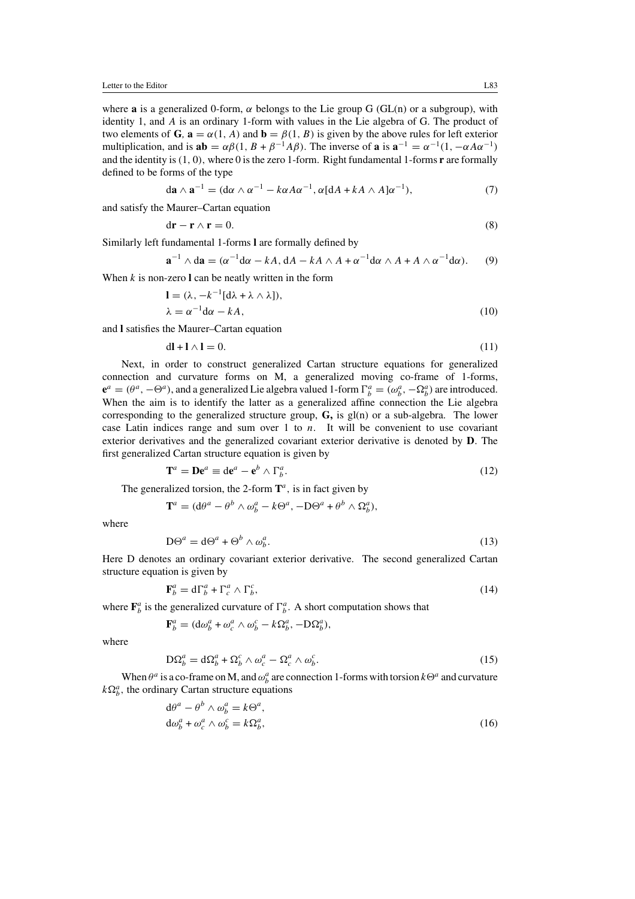where **a** is a generalized 0-form, $\alpha$ belongs to the Lie group G (GL(n) or a subgroup), with identity 1, and $A$ is an ordinary 1-form with values in the Lie algebra of G. The product of two elements of **G**, $\mathbf{a} = \alpha(1, A)$ and $\mathbf{b} = \beta(1, B)$ is given by the above rules for left exterior multiplication, and is $\mathbf{ab} = \alpha\beta(1, B + \beta^{-1}A\beta)$. The inverse of **a** is $\mathbf{a}^{-1} = \alpha^{-1}(1, -\alpha A\alpha^{-1})$ and the identity is (1, 0), where 0 is the zero 1-form. Right fundamental 1-forms **r** are formally defined to be forms of the type

$$\mathrm{d}\mathbf{a} \wedge \mathbf{a}^{-1} = (\mathrm{d}\alpha \wedge \alpha^{-1} - k\alpha A\alpha^{-1}, \alpha[\mathrm{d}A + kA \wedge A]\alpha^{-1}), \tag{7}$$

and satisfy the Maurer–Cartan equation

$$\mathrm{d}\mathbf{r} - \mathbf{r} \wedge \mathbf{r} = 0. \tag{8}$$

Similarly left fundamental 1-forms **l** are formally defined by

$$\mathbf{a}^{-1} \wedge \mathrm{d}\mathbf{a} = (\alpha^{-1}\mathrm{d}\alpha - kA, \mathrm{d}A - kA \wedge A + \alpha^{-1}\mathrm{d}\alpha \wedge A + A \wedge \alpha^{-1}\mathrm{d}\alpha). \tag{9}$$

When $k$ is non-zero **l** can be neatly written in the form

$$\begin{aligned}
\mathbf{l} &= (\lambda, -k^{-1}[\mathrm{d}\lambda + \lambda \wedge \lambda]), \\
\lambda &= \alpha^{-1}\mathrm{d}\alpha - kA,
\end{aligned} \tag{10}$$

and **l** satisfies the Maurer–Cartan equation

$$\mathrm{d}\mathbf{l} + \mathbf{l} \wedge \mathbf{l} = 0. \tag{11}$$

Next, in order to construct generalized Cartan structure equations for generalized connection and curvature forms on M, a generalized moving co-frame of 1-forms, $\mathbf{e}^a = (\theta^a, -\Theta^a)$, and a generalized Lie algebra valued 1-form $\Gamma^a_b = (\omega^a_b, -\Omega^a_b)$ are introduced. When the aim is to identify the latter as a generalized affine connection the Lie algebra corresponding to the generalized structure group, **G,** is gl(n) or a sub-algebra. The lower case Latin indices range and sum over 1 to $n$. It will be convenient to use covariant exterior derivatives and the generalized covariant exterior derivative is denoted by **D**. The first generalized Cartan structure equation is given by

$$\mathbf{T}^a = \mathbf{D}\mathbf{e}^a \equiv \mathrm{d}\mathbf{e}^a - \mathbf{e}^b \wedge \Gamma^a_b. \tag{12}$$

The generalized torsion, the 2-form $\mathbf{T}^a$, is in fact given by

$$\mathbf{T}^a = (\mathrm{d}\theta^a - \theta^b \wedge \omega^a_b - k\Theta^a, -\mathrm{D}\Theta^a + \theta^b \wedge \Omega^a_b),$$

where

$$\mathrm{D}\Theta^a = \mathrm{d}\Theta^a + \Theta^b \wedge \omega^a_b. \tag{13}$$

Here D denotes an ordinary covariant exterior derivative. The second generalized Cartan structure equation is given by

$$\mathbf{F}^a_b = \mathrm{d}\Gamma^a_b + \Gamma^a_c \wedge \Gamma^c_b, \tag{14}$$

where $\mathbf{F}^a_b$ is the generalized curvature of $\Gamma^a_b$. A short computation shows that

$$\mathbf{F}^a_b = (\mathrm{d}\omega^a_b + \omega^a_c \wedge \omega^c_b - k\Omega^a_b, -\mathrm{D}\Omega^a_b),$$

where

$$\mathrm{D}\Omega^a_b = \mathrm{d}\Omega^a_b + \Omega^c_b \wedge \omega^a_c - \Omega^a_c \wedge \omega^c_b. \tag{15}$$

When $\theta^a$ is a co-frame on M, and $\omega^a_b$ are connection 1-forms with torsion $k\Theta^a$ and curvature $k\Omega^a_b$, the ordinary Cartan structure equations

$$\begin{aligned}
\mathrm{d}\theta^a - \theta^b \wedge \omega^a_b &= k\Theta^a, \\
\mathrm{d}\omega^a_b + \omega^a_c \wedge \omega^c_b &= k\Omega^a_b,
\end{aligned} \tag{16}$$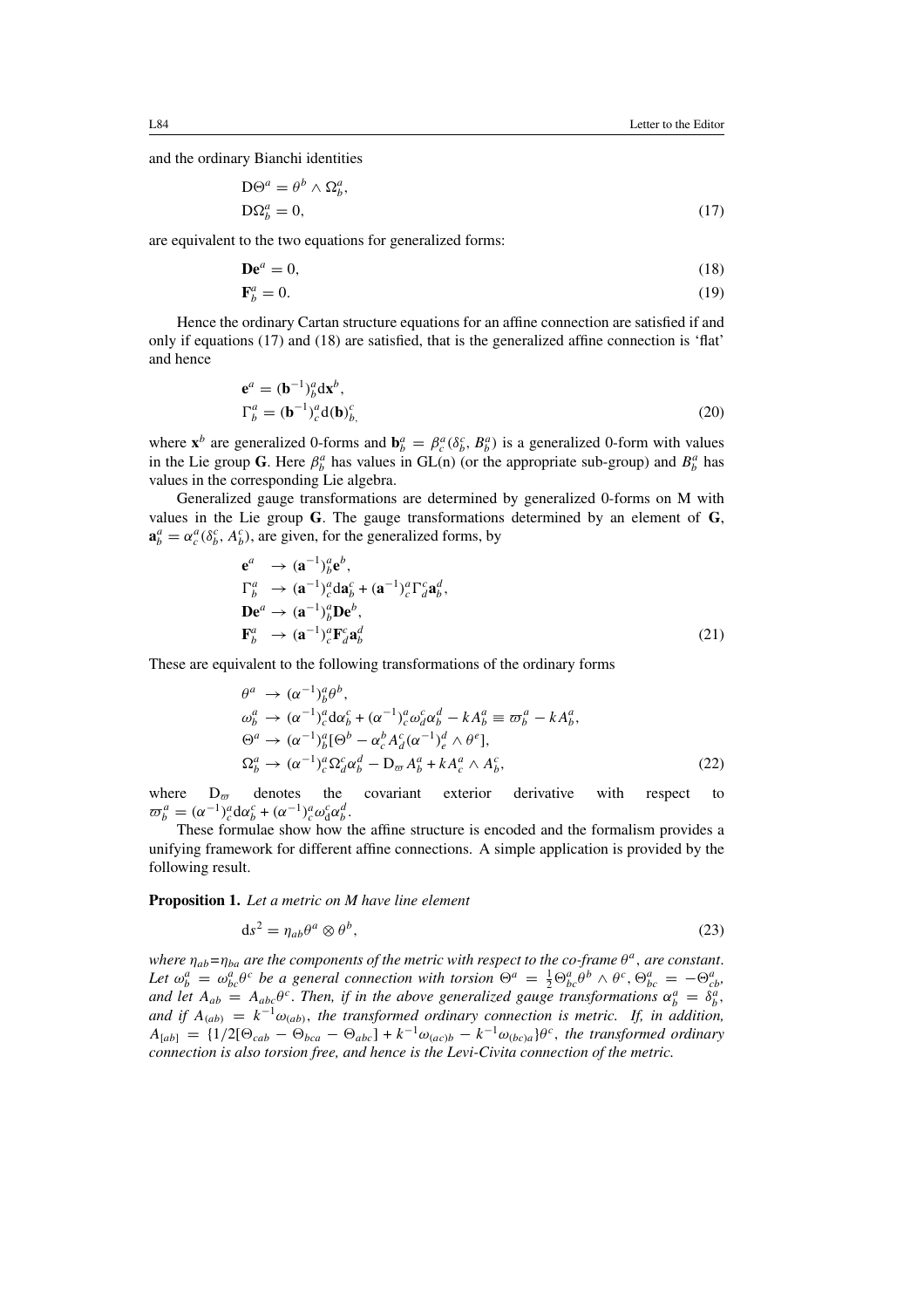and the ordinary Bianchi identities

$$
\begin{aligned}
\mathrm{D}\Theta^a &= \theta^b \wedge \Omega^a_b, \\
\mathrm{D}\Omega^a_b &= 0,
\end{aligned}
\tag{17}
$$

are equivalent to the two equations for generalized forms:

$$
\mathbf{De}^a = 0, \tag{18}
$$

$$
\mathbf{F}^a_b = 0. \tag{19}
$$

Hence the ordinary Cartan structure equations for an affine connection are satisfied if and only if equations (17) and (18) are satisfied, that is the generalized affine connection is 'flat' and hence

$$
\begin{aligned}
\mathbf{e}^a &= (\mathbf{b}^{-1})^a_b \mathrm{d}\mathbf{x}^b, \\
\Gamma^a_b &= (\mathbf{b}^{-1})^a_c \mathrm{d}(\mathbf{b})^c_b,
\end{aligned}
\tag{20}
$$

where $\mathbf{x}^b$ are generalized 0-forms and $\mathbf{b}^a_b = \beta^a_c(\delta^c_b, B^a_b)$ is a generalized 0-form with values in the Lie group $\mathbf{G}$. Here $\beta^a_b$ has values in GL(n) (or the appropriate sub-group) and $B^a_b$ has values in the corresponding Lie algebra.

Generalized gauge transformations are determined by generalized 0-forms on M with values in the Lie group $\mathbf{G}$. The gauge transformations determined by an element of $\mathbf{G}$, $\mathbf{a}^a_b = \alpha^a_c(\delta^c_b, A^c_b)$, are given, for the generalized forms, by

$$
\begin{aligned}
\mathbf{e}^a &\to (\mathbf{a}^{-1})^a_b \mathbf{e}^b, \\
\Gamma^a_b &\to (\mathbf{a}^{-1})^a_c \mathrm{d}\mathbf{a}^c_b + (\mathbf{a}^{-1})^a_c \Gamma^c_d \mathbf{a}^d_b, \\
\mathbf{De}^a &\to (\mathbf{a}^{-1})^a_b \mathbf{De}^b, \\
\mathbf{F}^a_b &\to (\mathbf{a}^{-1})^a_c \mathbf{F}^c_d \mathbf{a}^d_b
\end{aligned}
\tag{21}
$$

These are equivalent to the following transformations of the ordinary forms

$$
\begin{aligned}
\theta^a &\to (\alpha^{-1})^a_b \theta^b, \\
\omega^a_b &\to (\alpha^{-1})^a_c \mathrm{d}\alpha^c_b + (\alpha^{-1})^a_c \omega^c_d \alpha^d_b - kA^a_b \equiv \varpi^a_b - kA^a_b, \\
\Theta^a &\to (\alpha^{-1})^a_b [\Theta^b - \alpha^b_c A^c_d (\alpha^{-1})^d_e \wedge \theta^e], \\
\Omega^a_b &\to (\alpha^{-1})^a_c \Omega^c_d \alpha^d_b - \mathrm{D}_\varpi A^a_b + kA^a_c \wedge A^c_b,
\end{aligned}
\tag{22}
$$

where $\mathrm{D}_\varpi$ denotes the covariant exterior derivative with respect to $\varpi^a_b = (\alpha^{-1})^a_c \mathrm{d}\alpha^c_b + (\alpha^{-1})^a_c \omega^c_\mathrm{d} \alpha^d_b$.

These formulae show how the affine structure is encoded and the formalism provides a unifying framework for different affine connections. A simple application is provided by the following result.

**Proposition 1.** *Let a metric on M have line element*

$$
\mathrm{d}s^2 = \eta_{ab} \theta^a \otimes \theta^b, \tag{23}
$$

*where $\eta_{ab} = \eta_{ba}$ are the components of the metric with respect to the co-frame $\theta^a$, are constant. Let $\omega^a_b = \omega^a_{bc}\theta^c$ be a general connection with torsion $\Theta^a = \frac{1}{2}\Theta^a_{bc}\theta^b \wedge \theta^c$, $\Theta^a_{bc} = -\Theta^a_{cb}$, and let $A_{ab} = A_{abc}\theta^c$. Then, if in the above generalized gauge transformations $\alpha^a_b = \delta^a_b$, and if $A_{(ab)} = k^{-1}\omega_{(ab)}$, the transformed ordinary connection is metric. If, in addition, $A_{[ab]} = \{1/2[\Theta_{cab} - \Theta_{bca} - \Theta_{abc}] + k^{-1}\omega_{(ac)b} - k^{-1}\omega_{(bc)a}\}\theta^c$, the transformed ordinary connection is also torsion free, and hence is the Levi-Civita connection of the metric.*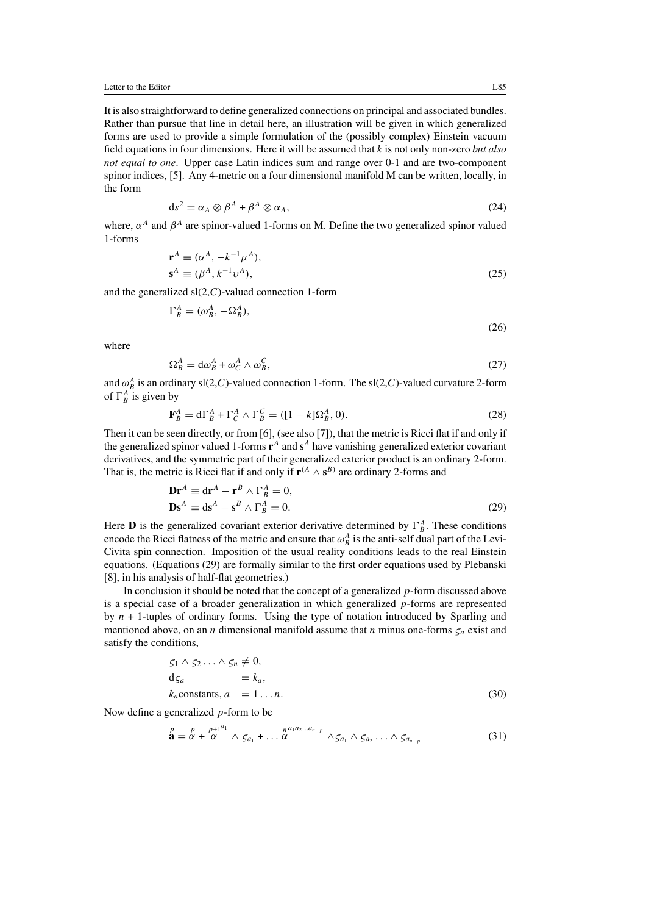It is also straightforward to define generalized connections on principal and associated bundles. Rather than pursue that line in detail here, an illustration will be given in which generalized forms are used to provide a simple formulation of the (possibly complex) Einstein vacuum field equations in four dimensions. Here it will be assumed that $k$ is not only non-zero *but also not equal to one*. Upper case Latin indices sum and range over 0-1 and are two-component spinor indices, [5]. Any 4-metric on a four dimensional manifold M can be written, locally, in the form

$$\mathrm{d}s^2 = \alpha_A \otimes \beta^A + \beta^A \otimes \alpha_A, \tag{24}$$

where, $\alpha^A$ and $\beta^A$ are spinor-valued 1-forms on M. Define the two generalized spinor valued 1-forms

$$\begin{aligned} \mathbf{r}^A &\equiv (\alpha^A, -k^{-1}\mu^A), \\ \mathbf{s}^A &\equiv (\beta^A, k^{-1}\upsilon^A), \end{aligned} \tag{25}$$

and the generalized sl(2,$C$)-valued connection 1-form

$$\Gamma^A_B = (\omega^A_B, -\Omega^A_B), \tag{26}$$

where

$$\Omega^A_B = \mathrm{d}\omega^A_B + \omega^A_C \wedge \omega^C_B, \tag{27}$$

and $\omega^A_B$ is an ordinary sl(2,$C$)-valued connection 1-form. The sl(2,$C$)-valued curvature 2-form of $\Gamma^A_B$ is given by

$$\mathbf{F}^A_B = \mathrm{d}\Gamma^A_B + \Gamma^A_C \wedge \Gamma^C_B = ([1-k]\Omega^A_B, 0). \tag{28}$$

Then it can be seen directly, or from [6], (see also [7]), that the metric is Ricci flat if and only if the generalized spinor valued 1-forms $\mathbf{r}^A$ and $\mathbf{s}^A$ have vanishing generalized exterior covariant derivatives, and the symmetric part of their generalized exterior product is an ordinary 2-form. That is, the metric is Ricci flat if and only if $\mathbf{r}^{(A} \wedge \mathbf{s}^{B)}$ are ordinary 2-forms and

$$\begin{aligned} \mathbf{D}\mathbf{r}^A &\equiv \mathrm{d}\mathbf{r}^A - \mathbf{r}^B \wedge \Gamma^A_B = 0, \\ \mathbf{D}\mathbf{s}^A &\equiv \mathrm{d}\mathbf{s}^A - \mathbf{s}^B \wedge \Gamma^A_B = 0. \end{aligned} \tag{29}$$

Here $\mathbf{D}$ is the generalized covariant exterior derivative determined by $\Gamma^A_B$. These conditions encode the Ricci flatness of the metric and ensure that $\omega^A_B$ is the anti-self dual part of the Levi-Civita spin connection. Imposition of the usual reality conditions leads to the real Einstein equations. (Equations (29) are formally similar to the first order equations used by Plebanski [8], in his analysis of half-flat geometries.)

In conclusion it should be noted that the concept of a generalized $p$-form discussed above is a special case of a broader generalization in which generalized $p$-forms are represented by $n$ + 1-tuples of ordinary forms. Using the type of notation introduced by Sparling and mentioned above, on an $n$ dimensional manifold assume that $n$ minus one-forms $\varsigma_a$ exist and satisfy the conditions,

$$\begin{aligned} &\varsigma_1 \wedge \varsigma_2 \ldots \wedge \varsigma_n \neq 0, \\ &\mathrm{d}\varsigma_a \qquad\quad = k_a, \\ &k_a \text{constants}, a \;\; = 1 \ldots n. \end{aligned} \tag{30}$$

Now define a generalized $p$-form to be

$$\overset{p}{\mathbf{a}} = \overset{p}{\alpha} + \overset{p+1}{\alpha}{}^{a_1} \wedge \varsigma_{a_1} + \ldots \overset{n}{\alpha}{}^{a_1 a_2 \ldots a_{n-p}} \wedge \varsigma_{a_1} \wedge \varsigma_{a_2} \ldots \wedge \varsigma_{a_{n-p}} \tag{31}$$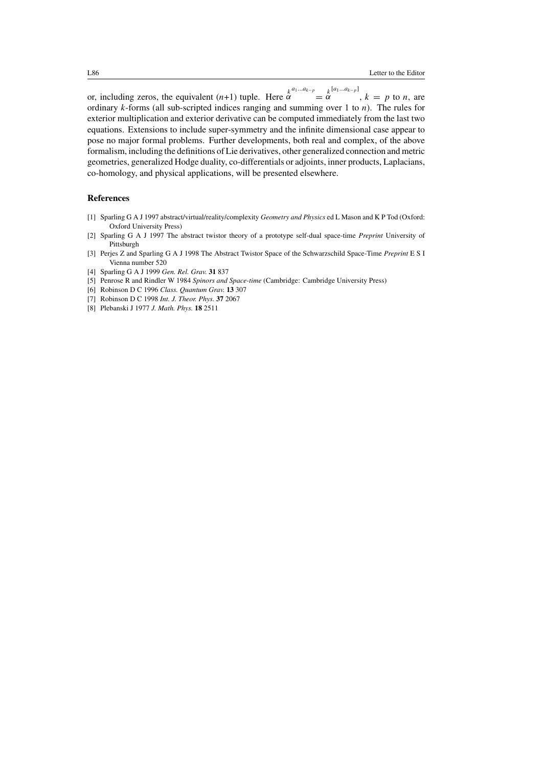or, including zeros, the equivalent ($n$+1) tuple. Here $\overset{k}{\alpha}{}^{a_1 \ldots a_{k-p}} = \overset{k}{\alpha}{}^{[a_1 \ldots a_{k-p}]}$, $k = p$ to $n$, are ordinary $k$-forms (all sub-scripted indices ranging and summing over 1 to $n$). The rules for exterior multiplication and exterior derivative can be computed immediately from the last two equations. Extensions to include super-symmetry and the infinite dimensional case appear to pose no major formal problems. Further developments, both real and complex, of the above formalism, including the definitions of Lie derivatives, other generalized connection and metric geometries, generalized Hodge duality, co-differentials or adjoints, inner products, Laplacians, co-homology, and physical applications, will be presented elsewhere.

## References

[1] Sparling G A J 1997 abstract/virtual/reality/complexity *Geometry and Physics* ed L Mason and K P Tod (Oxford: Oxford University Press)

[2] Sparling G A J 1997 The abstract twistor theory of a prototype self-dual space-time *Preprint* University of Pittsburgh

[3] Perjes Z and Sparling G A J 1998 The Abstract Twistor Space of the Schwarzschild Space-Time *Preprint* E S I Vienna number 520

[4] Sparling G A J 1999 *Gen. Rel. Grav.* **31** 837

[5] Penrose R and Rindler W 1984 *Spinors and Space-time* (Cambridge: Cambridge University Press)

[6] Robinson D C 1996 *Class. Quantum Grav.* **13** 307

[7] Robinson D C 1998 *Int. J. Theor. Phys.* **37** 2067

[8] Plebanski J 1977 *J. Math. Phys.* **18** 2511